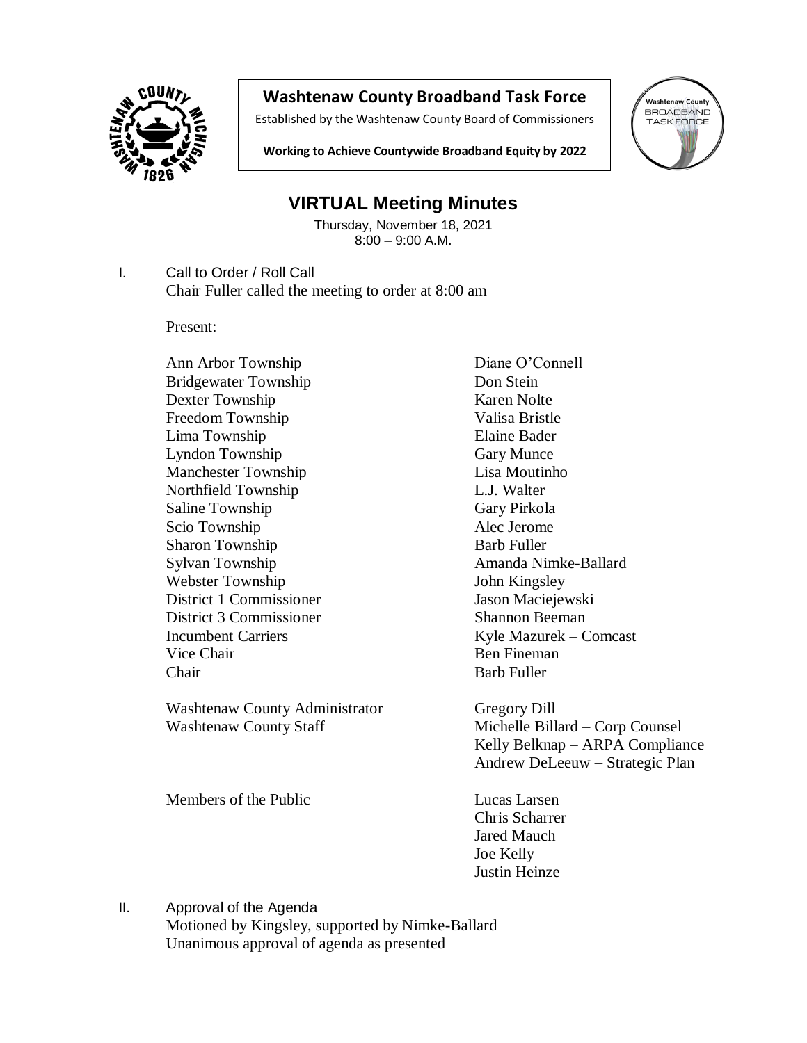**Washtenaw County Broadband Task Force**

Established by the Washtenaw County Board of Commissioners

**Working to Achieve Countywide Broadband Equity by 2022**

# VIRTUAL Meeting Minutes

Thursday, November 18, 2021
8:00 – 9:00 A.M.

I. Call to Order / Roll Call

Chair Fuller called the meeting to order at 8:00 am

Present:

| | |
|---|---|
| Ann Arbor Township | Diane O'Connell |
| Bridgewater Township | Don Stein |
| Dexter Township | Karen Nolte |
| Freedom Township | Valisa Bristle |
| Lima Township | Elaine Bader |
| Lyndon Township | Gary Munce |
| Manchester Township | Lisa Moutinho |
| Northfield Township | L.J. Walter |
| Saline Township | Gary Pirkola |
| Scio Township | Alec Jerome |
| Sharon Township | Barb Fuller |
| Sylvan Township | Amanda Nimke-Ballard |
| Webster Township | John Kingsley |
| District 1 Commissioner | Jason Maciejewski |
| District 3 Commissioner | Shannon Beeman |
| Incumbent Carriers | Kyle Mazurek – Comcast |
| Vice Chair | Ben Fineman |
| Chair | Barb Fuller |
| Washtenaw County Administrator | Gregory Dill |
| Washtenaw County Staff | Michelle Billard – Corp Counsel |
| | Kelly Belknap – ARPA Compliance |
| | Andrew DeLeeuw – Strategic Plan |
| Members of the Public | Lucas Larsen |
| | Chris Scharrer |
| | Jared Mauch |
| | Joe Kelly |
| | Justin Heinze |

II. Approval of the Agenda

Motioned by Kingsley, supported by Nimke-Ballard

Unanimous approval of agenda as presented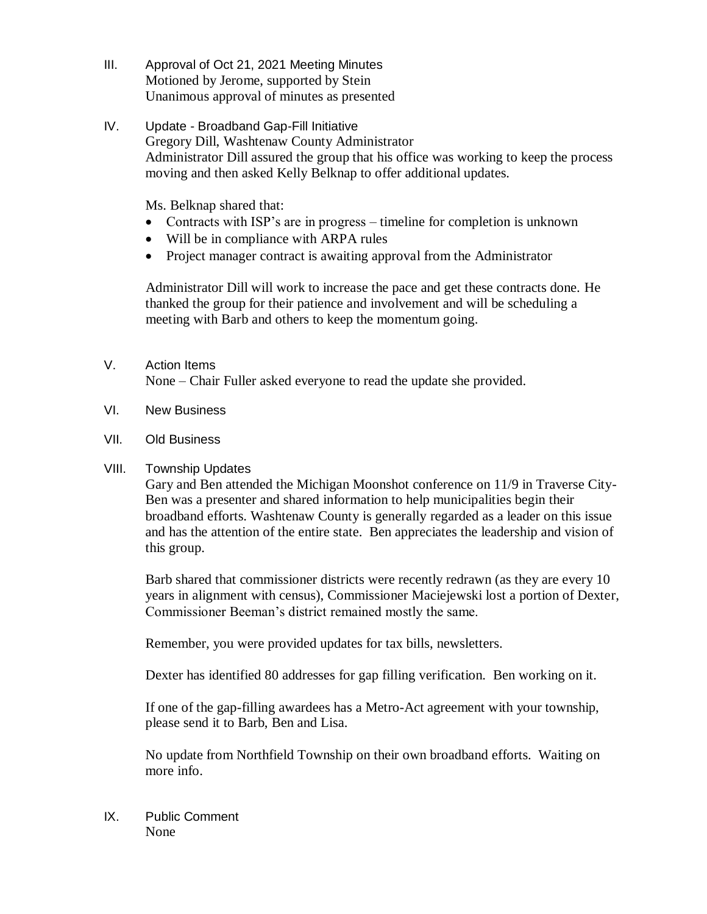III. Approval of Oct 21, 2021 Meeting Minutes
Motioned by Jerome, supported by Stein
Unanimous approval of minutes as presented

IV. Update - Broadband Gap-Fill Initiative
Gregory Dill, Washtenaw County Administrator
Administrator Dill assured the group that his office was working to keep the process moving and then asked Kelly Belknap to offer additional updates.

Ms. Belknap shared that:

- Contracts with ISP's are in progress – timeline for completion is unknown
- Will be in compliance with ARPA rules
- Project manager contract is awaiting approval from the Administrator

Administrator Dill will work to increase the pace and get these contracts done. He thanked the group for their patience and involvement and will be scheduling a meeting with Barb and others to keep the momentum going.

V. Action Items
None – Chair Fuller asked everyone to read the update she provided.

VI. New Business

VII. Old Business

VIII. Township Updates
Gary and Ben attended the Michigan Moonshot conference on 11/9 in Traverse City- Ben was a presenter and shared information to help municipalities begin their broadband efforts. Washtenaw County is generally regarded as a leader on this issue and has the attention of the entire state. Ben appreciates the leadership and vision of this group.

Barb shared that commissioner districts were recently redrawn (as they are every 10 years in alignment with census), Commissioner Maciejewski lost a portion of Dexter, Commissioner Beeman's district remained mostly the same.

Remember, you were provided updates for tax bills, newsletters.

Dexter has identified 80 addresses for gap filling verification. Ben working on it.

If one of the gap-filling awardees has a Metro-Act agreement with your township, please send it to Barb, Ben and Lisa.

No update from Northfield Township on their own broadband efforts. Waiting on more info.

IX. Public Comment
None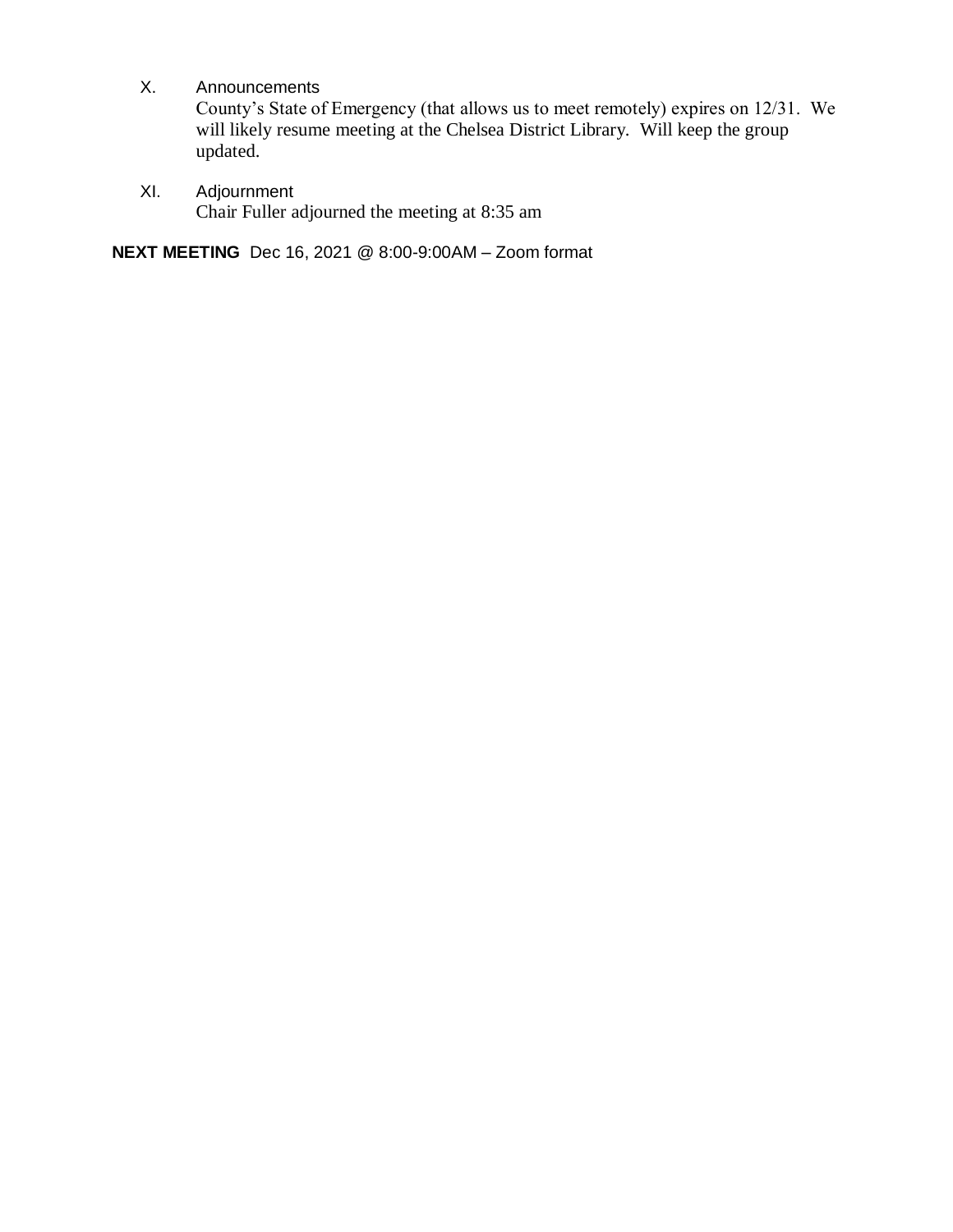X. Announcements

County's State of Emergency (that allows us to meet remotely) expires on 12/31. We will likely resume meeting at the Chelsea District Library. Will keep the group updated.

XI. Adjournment

Chair Fuller adjourned the meeting at 8:35 am

**NEXT MEETING** Dec 16, 2021 @ 8:00-9:00AM – Zoom format